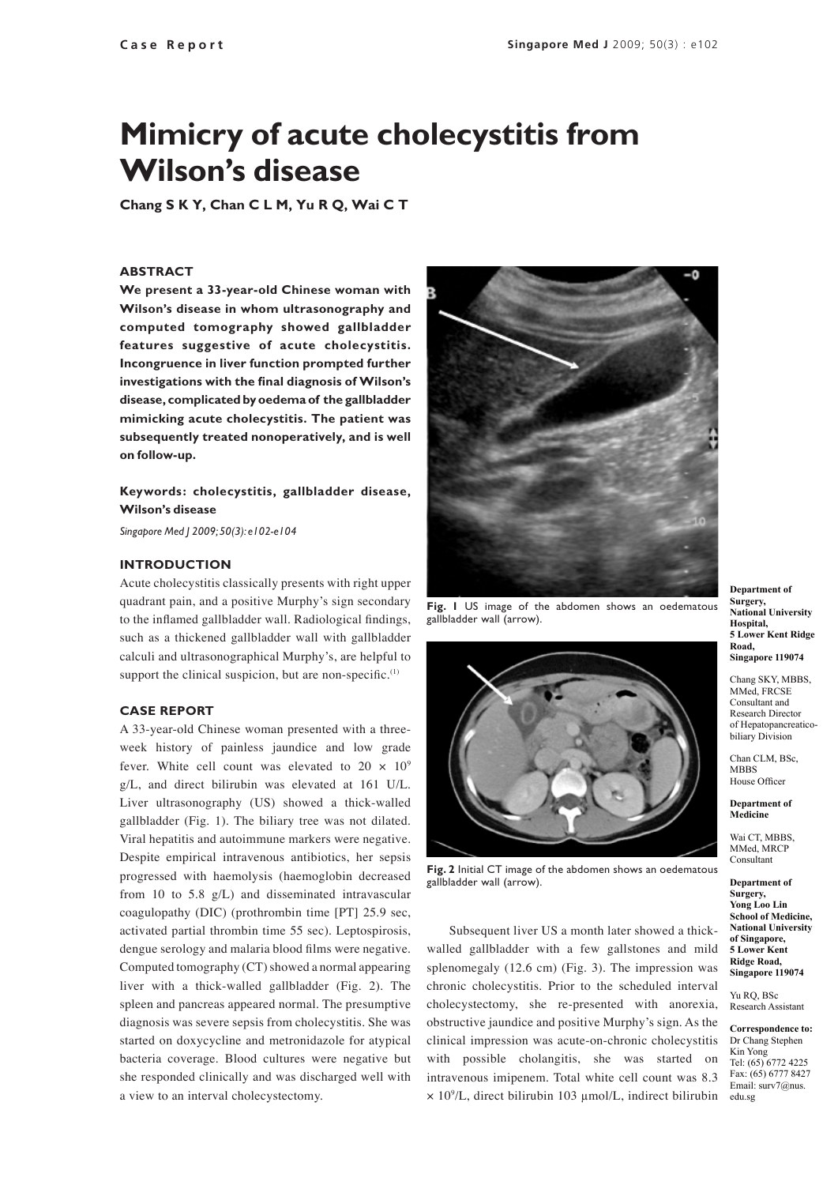# Mimicry of acute cholecystitis from Wilson's disease

**Chang S K Y, Chan C L M, Yu R Q, Wai C T**

### ABSTRACT

**We present a 33-year-old Chinese woman with Wilson's disease in whom ultrasonography and computed tomography showed gallbladder features suggestive of acute cholecystitis. Incongruence in liver function prompted further investigations with the final diagnosis of Wilson's disease, complicated by oedema of the gallbladder mimicking acute cholecystitis. The patient was subsequently treated nonoperatively, and is well on follow-up.**

**Keywords: cholecystitis, gallbladder disease, Wilson's disease**

*Singapore Med J 2009; 50(3): e102-e104*

### INTRODUCTION

Acute cholecystitis classically presents with right upper quadrant pain, and a positive Murphy's sign secondary to the inflamed gallbladder wall. Radiological findings, such as a thickened gallbladder wall with gallbladder calculi and ultrasonographical Murphy's, are helpful to support the clinical suspicion, but are non-specific.[1]

### CASE REPORT

A 33-year-old Chinese woman presented with a three-week history of painless jaundice and low grade fever. White cell count was elevated to $20 \times 10^9$ g/L, and direct bilirubin was elevated at 161 U/L. Liver ultrasonography (US) showed a thick-walled gallbladder (Fig. 1). The biliary tree was not dilated. Viral hepatitis and autoimmune markers were negative. Despite empirical intravenous antibiotics, her sepsis progressed with haemolysis (haemoglobin decreased from 10 to 5.8 g/L) and disseminated intravascular coagulopathy (DIC) (prothrombin time [PT] 25.9 sec, activated partial thrombin time 55 sec). Leptospirosis, dengue serology and malaria blood films were negative. Computed tomography (CT) showed a normal appearing liver with a thick-walled gallbladder (Fig. 2). The spleen and pancreas appeared normal. The presumptive diagnosis was severe sepsis from cholecystitis. She was started on doxycycline and metronidazole for atypical bacteria coverage. Blood cultures were negative but she responded clinically and was discharged well with a view to an interval cholecystectomy.

**Fig. 1** US image of the abdomen shows an oedematous gallbladder wall (arrow).

**Fig. 2** Initial CT image of the abdomen shows an oedematous gallbladder wall (arrow).

Subsequent liver US a month later showed a thick-walled gallbladder with a few gallstones and mild splenomegaly (12.6 cm) (Fig. 3). The impression was chronic cholecystitis. Prior to the scheduled interval cholecystectomy, she re-presented with anorexia, obstructive jaundice and positive Murphy's sign. As the clinical impression was acute-on-chronic cholecystitis with possible cholangitis, she was started on intravenous imipenem. Total white cell count was 8.3 $\times 10^9$/L, direct bilirubin 103 µmol/L, indirect bilirubin

**Department of Surgery, National University Hospital, 5 Lower Kent Ridge Road, Singapore 119074**

Chang SKY, MBBS, MMed, FRCSE
Consultant and Research Director of Hepatopancreaticobiliary Division

Chan CLM, BSc, MBBS
House Officer

**Department of Medicine**

Wai CT, MBBS, MMed, MRCP
Consultant

**Department of Surgery, Yong Loo Lin School of Medicine, National University of Singapore, 5 Lower Kent Ridge Road, Singapore 119074**

Yu RQ, BSc
Research Assistant

**Correspondence to:** Dr Chang Stephen Kin Yong
Tel: (65) 6772 4225
Fax: (65) 6777 8427
Email: surv7@nus.edu.sg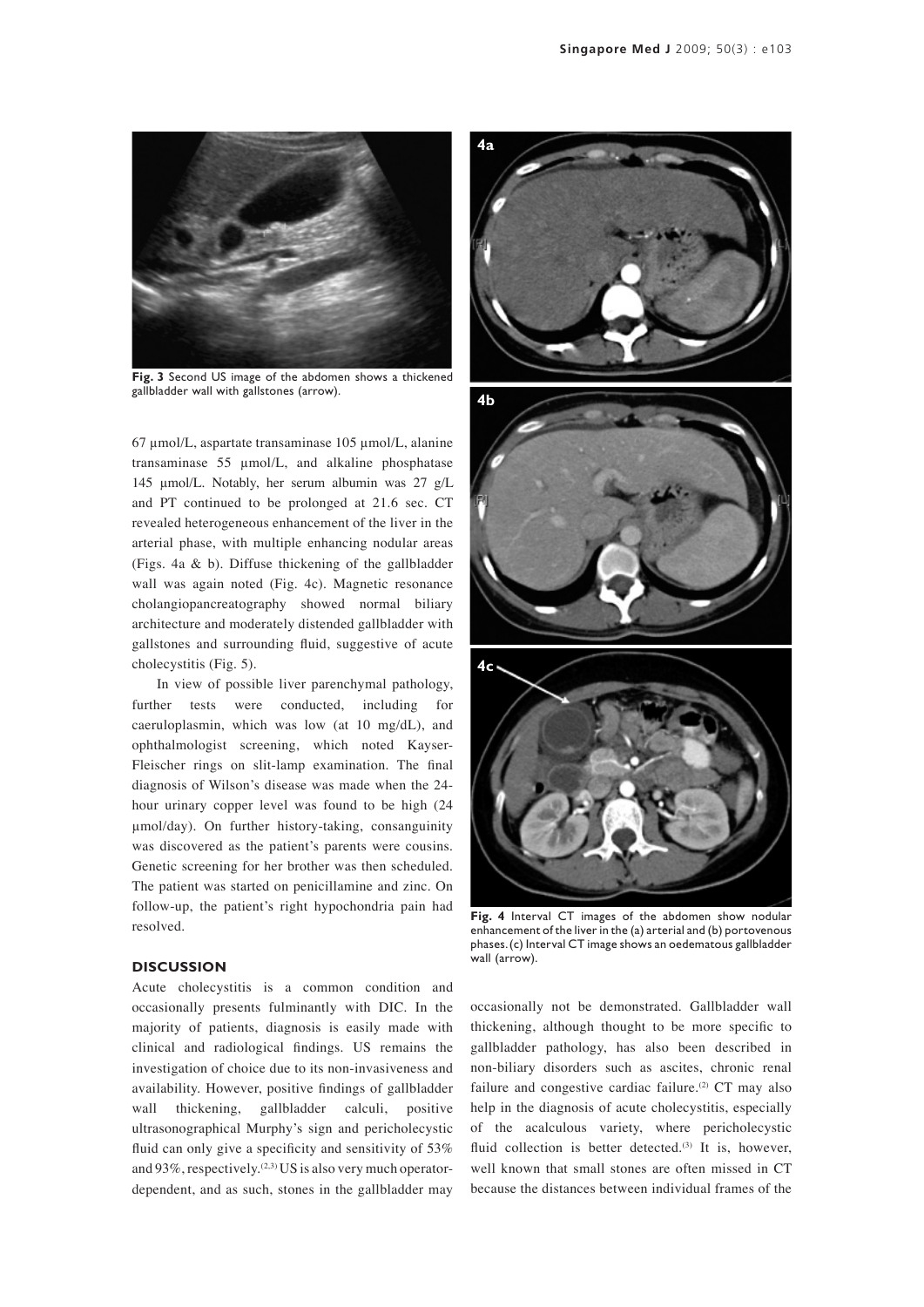Fig. 3 Second US image of the abdomen shows a thickened gallbladder wall with gallstones (arrow).

67 µmol/L, aspartate transaminase 105 µmol/L, alanine transaminase 55 µmol/L, and alkaline phosphatase 145 µmol/L. Notably, her serum albumin was 27 g/L and PT continued to be prolonged at 21.6 sec. CT revealed heterogeneous enhancement of the liver in the arterial phase, with multiple enhancing nodular areas (Figs. 4a & b). Diffuse thickening of the gallbladder wall was again noted (Fig. 4c). Magnetic resonance cholangiopancreatography showed normal biliary architecture and moderately distended gallbladder with gallstones and surrounding fluid, suggestive of acute cholecystitis (Fig. 5).

In view of possible liver parenchymal pathology, further tests were conducted, including for caeruloplasmin, which was low (at 10 mg/dL), and ophthalmologist screening, which noted Kayser-Fleischer rings on slit-lamp examination. The final diagnosis of Wilson's disease was made when the 24-hour urinary copper level was found to be high (24 µmol/day). On further history-taking, consanguinity was discovered as the patient's parents were cousins. Genetic screening for her brother was then scheduled. The patient was started on penicillamine and zinc. On follow-up, the patient's right hypochondria pain had resolved.

Fig. 4 Interval CT images of the abdomen show nodular enhancement of the liver in the (a) arterial and (b) portovenous phases. (c) Interval CT image shows an oedematous gallbladder wall (arrow).

## DISCUSSION

Acute cholecystitis is a common condition and occasionally presents fulminantly with DIC. In the majority of patients, diagnosis is easily made with clinical and radiological findings. US remains the investigation of choice due to its non-invasiveness and availability. However, positive findings of gallbladder wall thickening, gallbladder calculi, positive ultrasonographical Murphy's sign and pericholecystic fluid can only give a specificity and sensitivity of 53% and 93%, respectively.[2,3] US is also very much operator-dependent, and as such, stones in the gallbladder may occasionally not be demonstrated. Gallbladder wall thickening, although thought to be more specific to gallbladder pathology, has also been described in non-biliary disorders such as ascites, chronic renal failure and congestive cardiac failure.[2] CT may also help in the diagnosis of acute cholecystitis, especially of the acalculous variety, where pericholecystic fluid collection is better detected.[3] It is, however, well known that small stones are often missed in CT because the distances between individual frames of the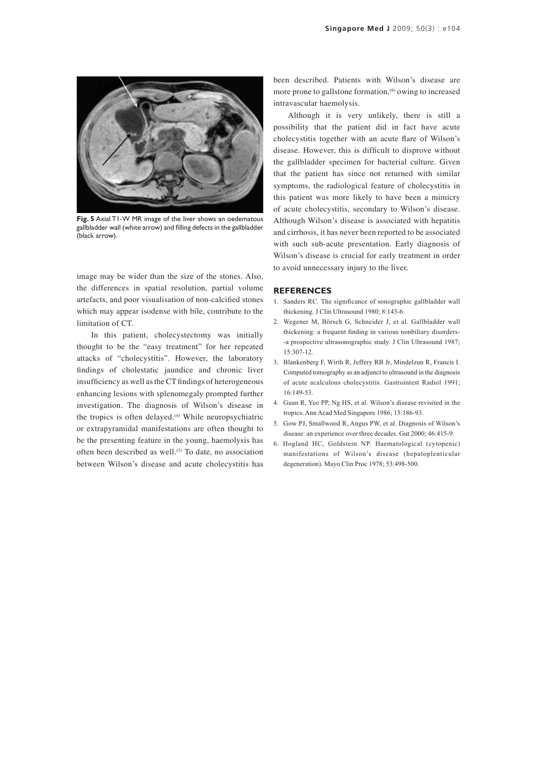Fig. 5 Axial T1-W MR image of the liver shows an oedematous gallbladder wall (white arrow) and filling defects in the gallbladder (black arrow).

image may be wider than the size of the stones. Also, the differences in spatial resolution, partial volume artefacts, and poor visualisation of non-calcified stones which may appear isodense with bile, contribute to the limitation of CT.

In this patient, cholecystectomy was initially thought to be the "easy treatment" for her repeated attacks of "cholecystitis". However, the laboratory findings of cholestatic jaundice and chronic liver insufficiency as well as the CT findings of heterogeneous enhancing lesions with splenomegaly prompted further investigation. The diagnosis of Wilson's disease in the tropics is often delayed.[4] While neuropsychiatric or extrapyramidal manifestations are often thought to be the presenting feature in the young, haemolysis has often been described as well.[5] To date, no association between Wilson's disease and acute cholecystitis has been described. Patients with Wilson's disease are more prone to gallstone formation,[6] owing to increased intravascular haemolysis.

Although it is very unlikely, there is still a possibility that the patient did in fact have acute cholecystitis together with an acute flare of Wilson's disease. However, this is difficult to disprove without the gallbladder specimen for bacterial culture. Given that the patient has since not returned with similar symptoms, the radiological feature of cholecystitis in this patient was more likely to have been a mimicry of acute cholecystitis, secondary to Wilson's disease. Although Wilson's disease is associated with hepatitis and cirrhosis, it has never been reported to be associated with such sub-acute presentation. Early diagnosis of Wilson's disease is crucial for early treatment in order to avoid unnecessary injury to the liver.

## REFERENCES

1. Sanders RC. The significance of sonographic gallbladder wall thickening. J Clin Ultrasound 1980; 8:143-6.
2. Wegener M, Börsch G, Schneider J, et al. Gallbladder wall thickening: a frequent finding in various nonbiliary disorders--a prospective ultrasonographic study. J Clin Ultrasound 1987; 15:307-12.
3. Blankenberg F, Wirth R, Jeffery RB Jr, Mindelzun R, Francis I. Computed tomography as an adjunct to ultrasound in the diagnosis of acute acalculous cholecystitis. Gastrointest Radiol 1991; 16:149-53.
4. Guan R, Yeo PP, Ng HS, et al. Wilson's disease revisited in the tropics. Ann Acad Med Singapore 1986; 15:186-93.
5. Gow PJ, Smallwood R, Angus PW, et al. Diagnosis of Wilson's disease: an experience over three decades. Gut 2000; 46:415-9.
6. Hogland HC, Goldstein NP. Haematological (cytopenic) manifestations of Wilson's disease (hepatoplenticular degeneration). Mayo Clin Proc 1978; 53:498-500.